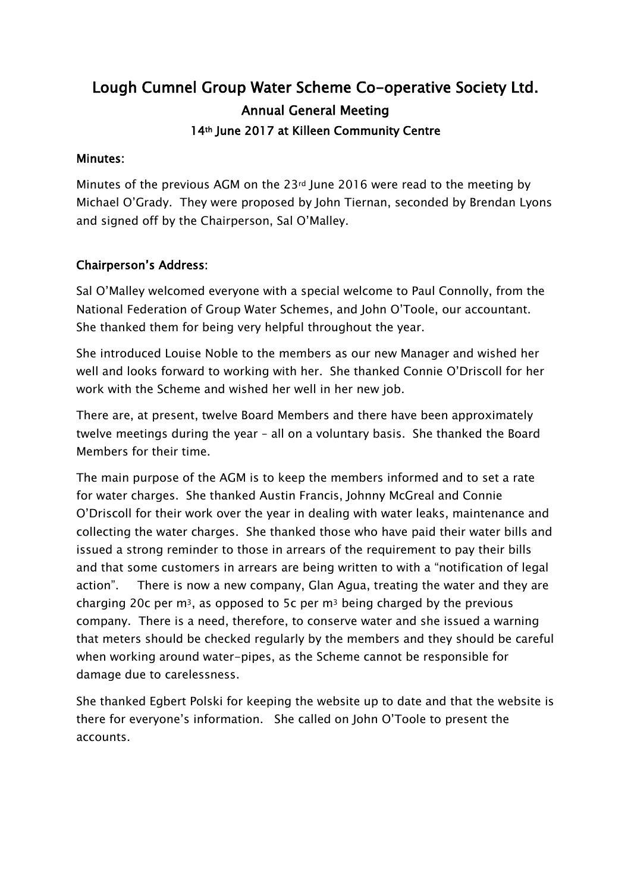# Lough Cumnel Group Water Scheme Co-operative Society Ltd.

## Annual General Meeting

### 14th June 2017 at Killeen Community Centre

**Minutes:**

Minutes of the previous AGM on the 23rd June 2016 were read to the meeting by Michael O'Grady. They were proposed by John Tiernan, seconded by Brendan Lyons and signed off by the Chairperson, Sal O'Malley.

**Chairperson's Address:**

Sal O'Malley welcomed everyone with a special welcome to Paul Connolly, from the National Federation of Group Water Schemes, and John O'Toole, our accountant. She thanked them for being very helpful throughout the year.

She introduced Louise Noble to the members as our new Manager and wished her well and looks forward to working with her. She thanked Connie O'Driscoll for her work with the Scheme and wished her well in her new job.

There are, at present, twelve Board Members and there have been approximately twelve meetings during the year – all on a voluntary basis. She thanked the Board Members for their time.

The main purpose of the AGM is to keep the members informed and to set a rate for water charges. She thanked Austin Francis, Johnny McGreal and Connie O'Driscoll for their work over the year in dealing with water leaks, maintenance and collecting the water charges. She thanked those who have paid their water bills and issued a strong reminder to those in arrears of the requirement to pay their bills and that some customers in arrears are being written to with a "notification of legal action". There is now a new company, Glan Agua, treating the water and they are charging 20c per $m^3$, as opposed to 5c per $m^3$ being charged by the previous company. There is a need, therefore, to conserve water and she issued a warning that meters should be checked regularly by the members and they should be careful when working around water-pipes, as the Scheme cannot be responsible for damage due to carelessness.

She thanked Egbert Polski for keeping the website up to date and that the website is there for everyone's information. She called on John O'Toole to present the accounts.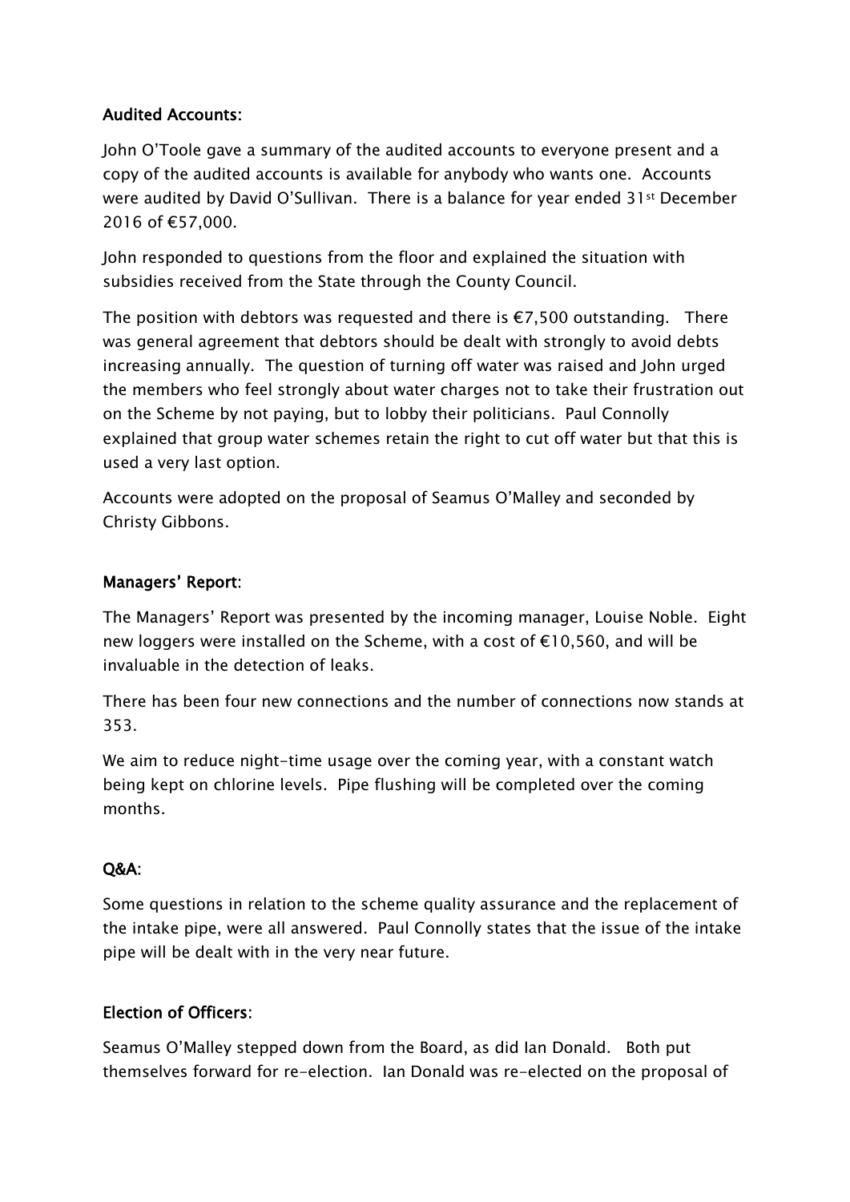## Audited Accounts:

John O'Toole gave a summary of the audited accounts to everyone present and a copy of the audited accounts is available for anybody who wants one. Accounts were audited by David O'Sullivan. There is a balance for year ended 31st December 2016 of €57,000.

John responded to questions from the floor and explained the situation with subsidies received from the State through the County Council.

The position with debtors was requested and there is €7,500 outstanding. There was general agreement that debtors should be dealt with strongly to avoid debts increasing annually. The question of turning off water was raised and John urged the members who feel strongly about water charges not to take their frustration out on the Scheme by not paying, but to lobby their politicians. Paul Connolly explained that group water schemes retain the right to cut off water but that this is used a very last option.

Accounts were adopted on the proposal of Seamus O'Malley and seconded by Christy Gibbons.

## Managers' Report:

The Managers' Report was presented by the incoming manager, Louise Noble. Eight new loggers were installed on the Scheme, with a cost of €10,560, and will be invaluable in the detection of leaks.

There has been four new connections and the number of connections now stands at 353.

We aim to reduce night-time usage over the coming year, with a constant watch being kept on chlorine levels. Pipe flushing will be completed over the coming months.

## Q&A:

Some questions in relation to the scheme quality assurance and the replacement of the intake pipe, were all answered. Paul Connolly states that the issue of the intake pipe will be dealt with in the very near future.

## Election of Officers:

Seamus O'Malley stepped down from the Board, as did Ian Donald. Both put themselves forward for re-election. Ian Donald was re-elected on the proposal of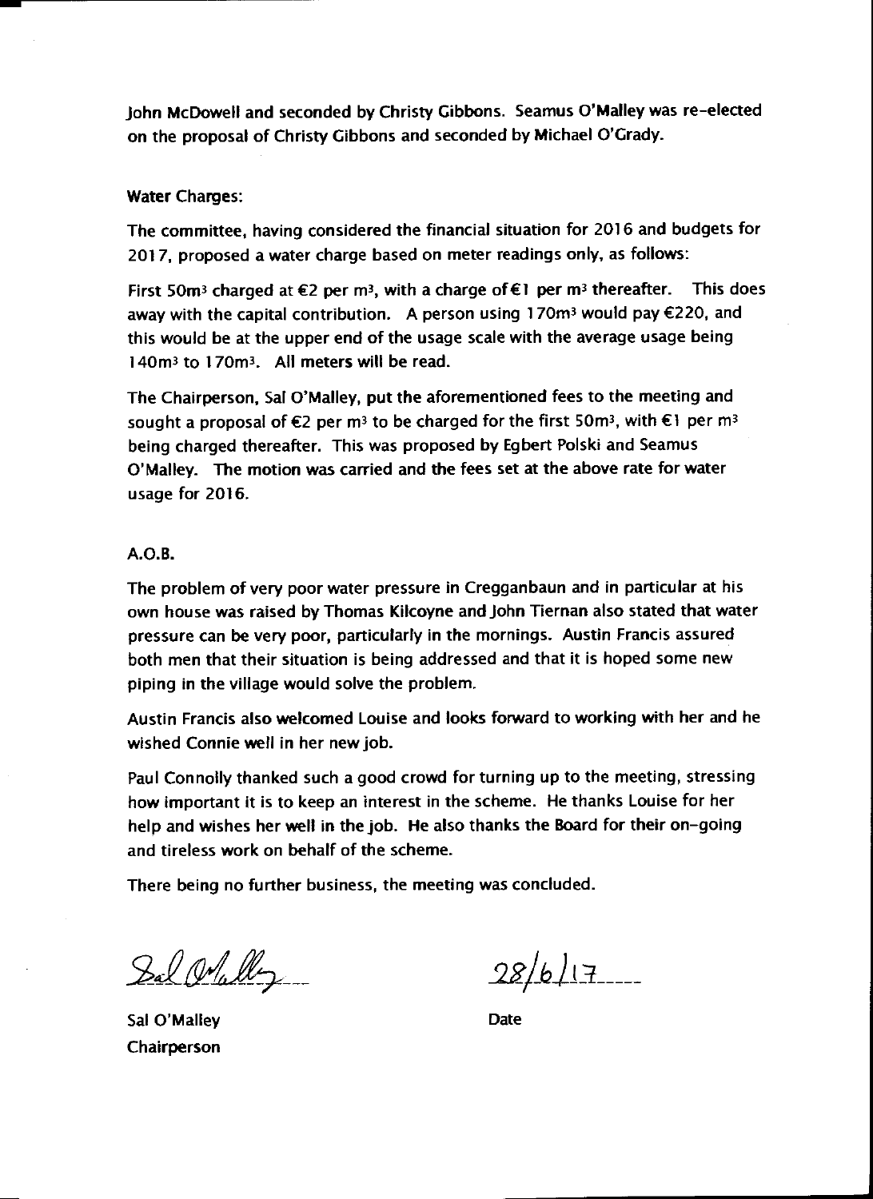John McDowell and seconded by Christy Gibbons. Seamus O'Malley was re-elected on the proposal of Christy Gibbons and seconded by Michael O'Grady.

**Water Charges:**

The committee, having considered the financial situation for 2016 and budgets for 2017, proposed a water charge based on meter readings only, as follows:

First 50m$^3$ charged at €2 per m$^3$, with a charge of €1 per m$^3$ thereafter. This does away with the capital contribution. A person using 170m$^3$ would pay €220, and this would be at the upper end of the usage scale with the average usage being 140m$^3$ to 170m$^3$. All meters will be read.

The Chairperson, Sal O'Malley, put the aforementioned fees to the meeting and sought a proposal of €2 per m$^3$ to be charged for the first 50m$^3$, with €1 per m$^3$ being charged thereafter. This was proposed by Egbert Polski and Seamus O'Malley. The motion was carried and the fees set at the above rate for water usage for 2016.

**A.O.B.**

The problem of very poor water pressure in Cregganbaun and in particular at his own house was raised by Thomas Kilcoyne and John Tiernan also stated that water pressure can be very poor, particularly in the mornings. Austin Francis assured both men that their situation is being addressed and that it is hoped some new piping in the village would solve the problem.

Austin Francis also welcomed Louise and looks forward to working with her and he wished Connie well in her new job.

Paul Connolly thanked such a good crowd for turning up to the meeting, stressing how important it is to keep an interest in the scheme. He thanks Louise for his help and wishes her well in the job. He also thanks the Board for their on-going and tireless work on behalf of the scheme.

There being no further business, the meeting was concluded.

Sal O'Malley — 28/6/17

Sal O'Malley
Chairperson

Date